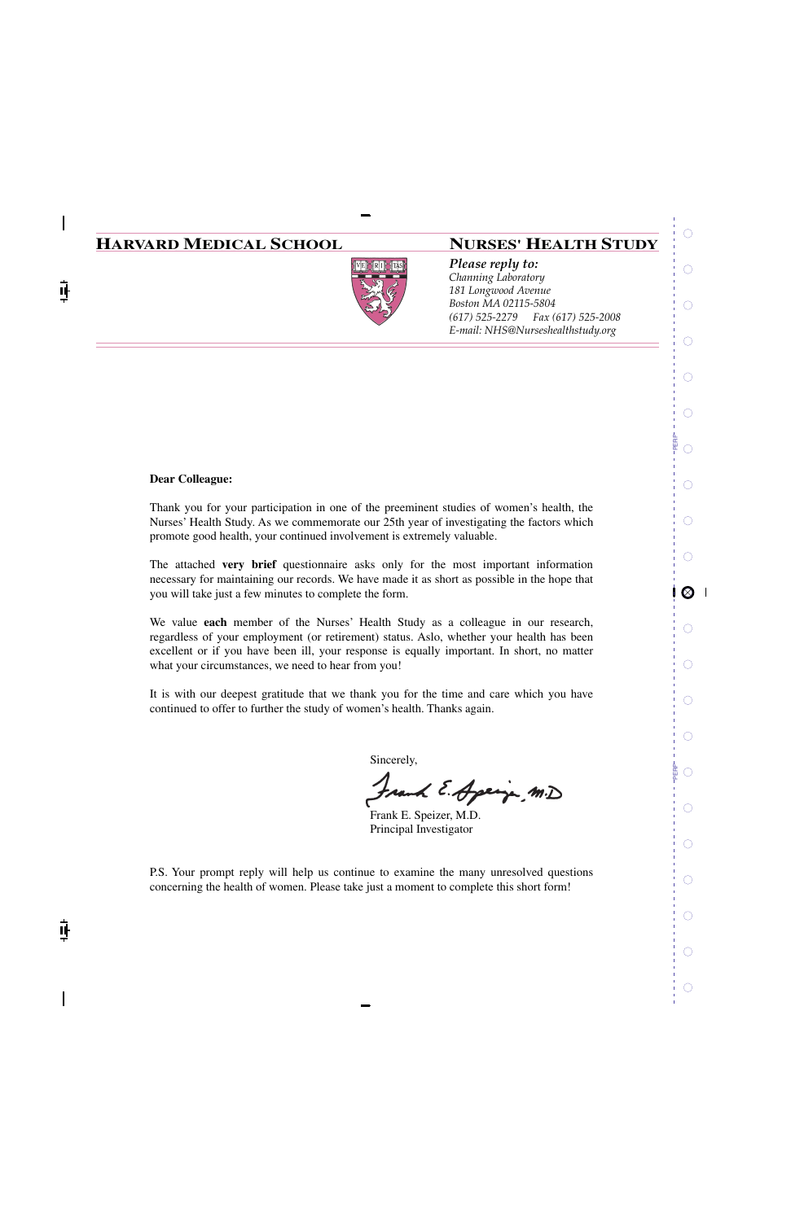**HARVARD MEDICAL SCHOOL**

**NURSES' HEALTH STUDY**

*Please reply to:*
*Channing Laboratory*
*181 Longwood Avenue*
*Boston MA 02115-5804*
*(617) 525-2279 Fax (617) 525-2008*
*E-mail: NHS@Nurseshealthstudy.org*

**Dear Colleague:**

Thank you for your participation in one of the preeminent studies of women's health, the Nurses' Health Study. As we commemorate our 25th year of investigating the factors which promote good health, your continued involvement is extremely valuable.

The attached **very brief** questionnaire asks only for the most important information necessary for maintaining our records. We have made it as short as possible in the hope that you will take just a few minutes to complete the form.

We value **each** member of the Nurses' Health Study as a colleague in our research, regardless of your employment (or retirement) status. Aslo, whether your health has been excellent or if you have been ill, your response is equally important. In short, no matter what your circumstances, we need to hear from you!

It is with our deepest gratitude that we thank you for the time and care which you have continued to offer to further the study of women's health. Thanks again.

Sincerely,

Frank E. Speizer, M.D.
Principal Investigator

P.S. Your prompt reply will help us continue to examine the many unresolved questions concerning the health of women. Please take just a moment to complete this short form!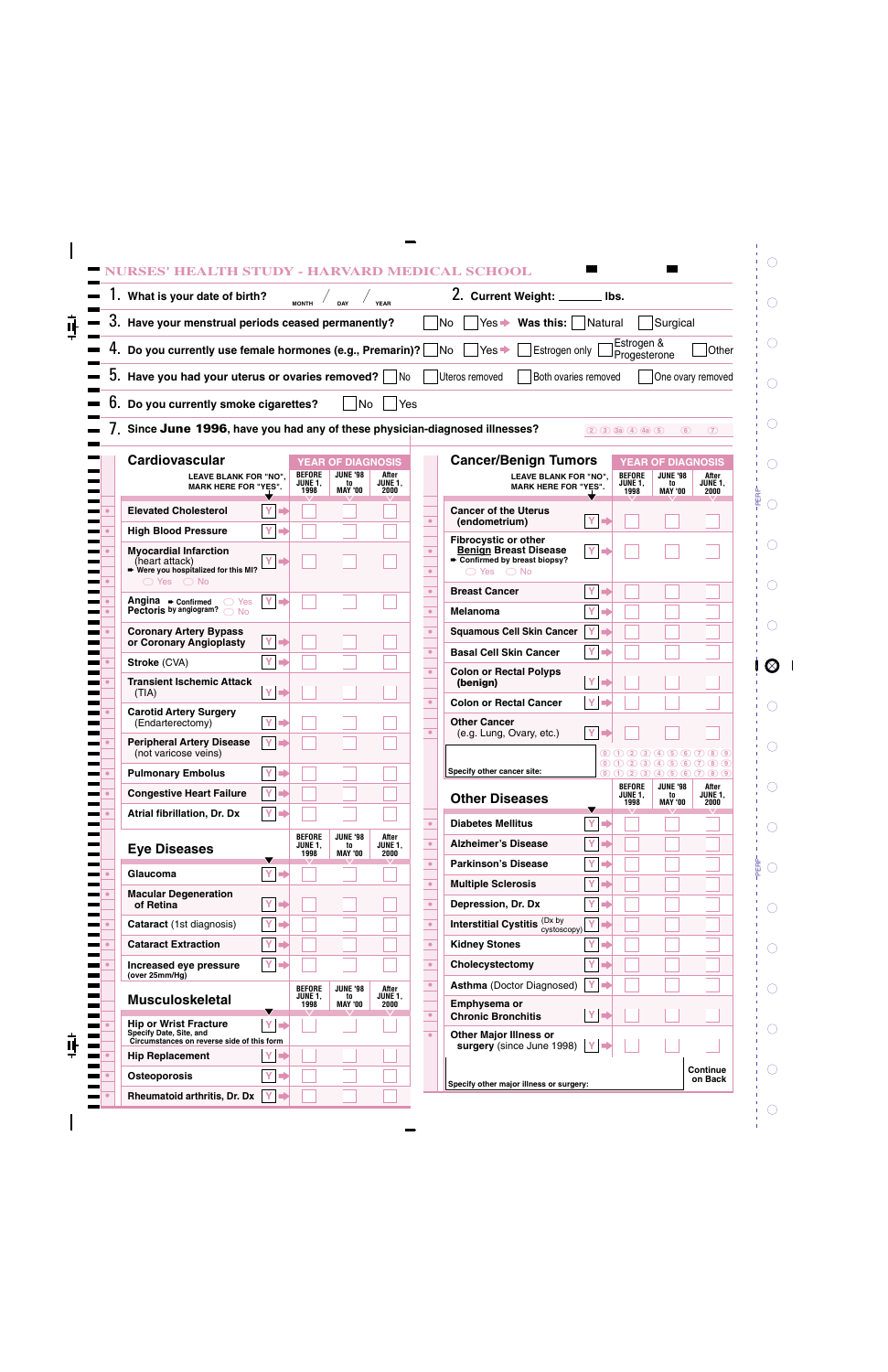# NURSES' HEALTH STUDY - HARVARD MEDICAL SCHOOL

1. What is your date of birth? ___ / ___ / ___ (MONTH / DAY / YEAR)

2. Current Weight: _______ lbs.

3. Have your menstrual periods ceased permanently? ☐ No ☐ Yes ➔ Was this: ☐ Natural ☐ Surgical

4. Do you currently use female hormones (e.g., Premarin)? ☐ No ☐ Yes ➔ ☐ Estrogen only ☐ Estrogen & Progesterone ☐ Other

5. Have you had your uterus or ovaries removed? ☐ No ☐ Uteros removed ☐ Both ovaries removed ☐ One ovary removed

6. Do you currently smoke cigarettes? ☐ No ☐ Yes

7. Since **June 1996**, have you had any of these physician-diagnosed illnesses?

## Cardiovascular

LEAVE BLANK FOR "NO", MARK HERE FOR "YES".

| Illness | Y | YEAR OF DIAGNOSIS: BEFORE JUNE 1, 1998 | JUNE '98 to MAY '00 | After JUNE 1, 2000 |
|---|---|---|---|---|
| Elevated Cholesterol | Y | ☐ | ☐ | ☐ |
| High Blood Pressure | Y | ☐ | ☐ | ☐ |
| Myocardial Infarction (heart attack) ➔ Were you hospitalized for this MI? ◯ Yes ◯ No | Y | ☐ | ☐ | ☐ |
| Angina Pectoris ➔ Confirmed by angiogram? ◯ Yes ◯ No | Y | ☐ | ☐ | ☐ |
| Coronary Artery Bypass or Coronary Angioplasty | Y | ☐ | ☐ | ☐ |
| Stroke (CVA) | Y | ☐ | ☐ | ☐ |
| Transient Ischemic Attack (TIA) | Y | ☐ | ☐ | ☐ |
| Carotid Artery Surgery (Endarterectomy) | Y | ☐ | ☐ | ☐ |
| Peripheral Artery Disease (not varicose veins) | Y | ☐ | ☐ | ☐ |
| Pulmonary Embolus | Y | ☐ | ☐ | ☐ |
| Congestive Heart Failure | Y | ☐ | ☐ | ☐ |
| Atrial fibrillation, Dr. Dx | Y | ☐ | ☐ | ☐ |

## Eye Diseases

| Illness | Y | BEFORE JUNE 1, 1998 | JUNE '98 to MAY '00 | After JUNE 1, 2000 |
|---|---|---|---|---|
| Glaucoma | Y | ☐ | ☐ | ☐ |
| Macular Degeneration of Retina | Y | ☐ | ☐ | ☐ |
| Cataract (1st diagnosis) | Y | ☐ | ☐ | ☐ |
| Cataract Extraction | Y | ☐ | ☐ | ☐ |
| Increased eye pressure (over 25mm/Hg) | Y | ☐ | ☐ | ☐ |

## Musculoskeletal

| Illness | Y | BEFORE JUNE 1, 1998 | JUNE '98 to MAY '00 | After JUNE 1, 2000 |
|---|---|---|---|---|
| Hip or Wrist Fracture (Specify Date, Site, and Circumstances on reverse side of this form) | Y | ☐ | ☐ | ☐ |
| Hip Replacement | Y | ☐ | ☐ | ☐ |
| Osteoporosis | Y | ☐ | ☐ | ☐ |
| Rheumatoid arthritis, Dr. Dx | Y | ☐ | ☐ | ☐ |

## Cancer/Benign Tumors

LEAVE BLANK FOR "NO", MARK HERE FOR "YES".

| Illness | Y | YEAR OF DIAGNOSIS: BEFORE JUNE 1, 1998 | JUNE '98 to MAY '00 | After JUNE 1, 2000 |
|---|---|---|---|---|
| Cancer of the Uterus (endometrium) | Y | ☐ | ☐ | ☐ |
| Fibrocystic or other **Benign** Breast Disease ➔ Confirmed by breast biopsy? ◯ Yes ◯ No | Y | ☐ | ☐ | ☐ |
| Breast Cancer | Y | ☐ | ☐ | ☐ |
| Melanoma | Y | ☐ | ☐ | ☐ |
| Squamous Cell Skin Cancer | Y | ☐ | ☐ | ☐ |
| Basal Cell Skin Cancer | Y | ☐ | ☐ | ☐ |
| Colon or Rectal Polyps (benign) | Y | ☐ | ☐ | ☐ |
| Colon or Rectal Cancer | Y | ☐ | ☐ | ☐ |
| Other Cancer (e.g. Lung, Ovary, etc.) | Y | ☐ | ☐ | ☐ |

Specify other cancer site: ________

## Other Diseases

| Illness | Y | BEFORE JUNE 1, 1998 | JUNE '98 to MAY '00 | After JUNE 1, 2000 |
|---|---|---|---|---|
| Diabetes Mellitus | Y | ☐ | ☐ | ☐ |
| Alzheimer's Disease | Y | ☐ | ☐ | ☐ |
| Parkinson's Disease | Y | ☐ | ☐ | ☐ |
| Multiple Sclerosis | Y | ☐ | ☐ | ☐ |
| Depression, Dr. Dx | Y | ☐ | ☐ | ☐ |
| Interstitial Cystitis (Dx by cystoscopy) | Y | ☐ | ☐ | ☐ |
| Kidney Stones | Y | ☐ | ☐ | ☐ |
| Cholecystectomy | Y | ☐ | ☐ | ☐ |
| Asthma (Doctor Diagnosed) | Y | ☐ | ☐ | ☐ |
| Emphysema or Chronic Bronchitis | Y | ☐ | ☐ | ☐ |
| Other Major Illness or surgery (since June 1998) | Y | ☐ | ☐ | ☐ |

Specify other major illness or surgery: ________

Continue on Back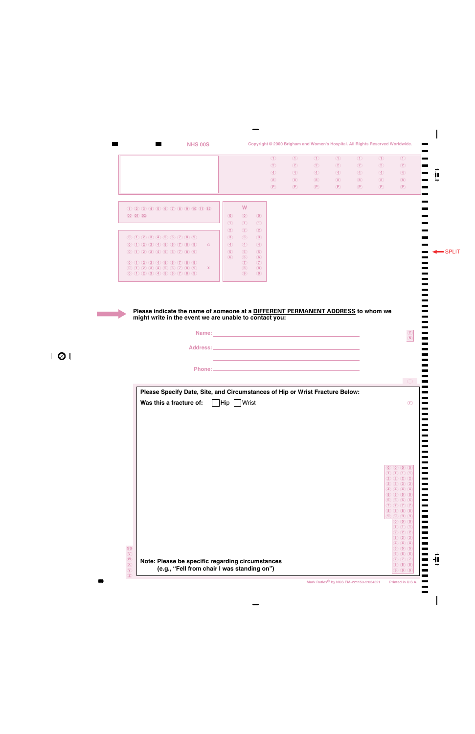NHS 00S

Copyright © 2000 Brigham and Women's Hospital. All Rights Reserved Worldwide.

SPLIT

**Please indicate the name of someone at a <u>DIFFERENT PERMANENT ADDRESS</u> to whom we might write in the event we are unable to contact you:**

Name: ______________________________

Address: ______________________________

______________________________

Phone: ______________________________

**Please Specify Date, Site, and Circumstances of Hip or Wrist Fracture Below:**

**Was this a fracture of:** ☐ Hip ☐ Wrist

**Note: Please be specific regarding circumstances (e.g., "Fell from chair I was standing on")**

Mark Reflex® by NCS EM-221153-2:654321 Printed in U.S.A.